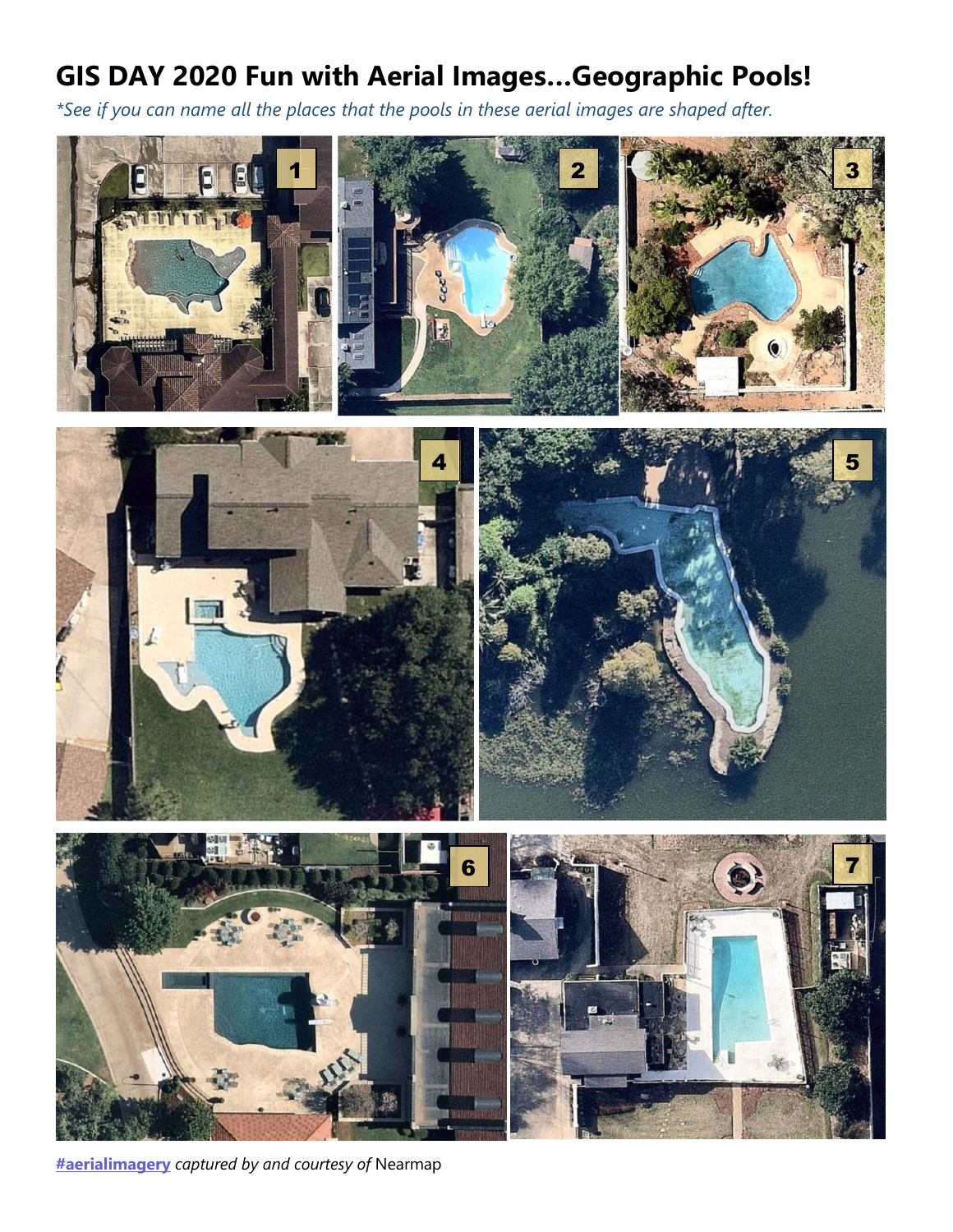# GIS DAY 2020 Fun with Aerial Images...Geographic Pools!

*\*See if you can name all the places that the pools in these aerial images are shaped after.*

1

2

3

4

5

6

7

**#aerialimagery** *captured by and courtesy of* Nearmap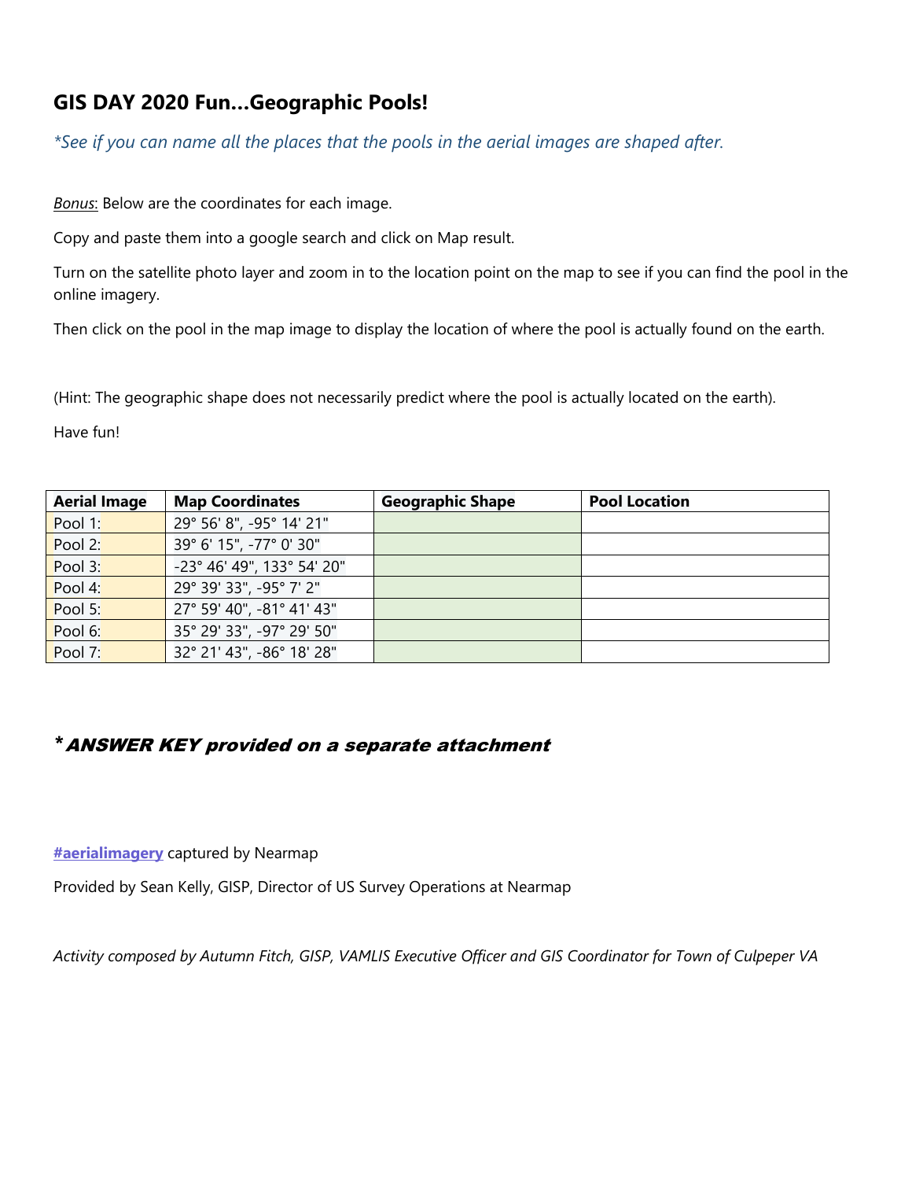## GIS DAY 2020 Fun…Geographic Pools!

*\*See if you can name all the places that the pools in the aerial images are shaped after.*

*Bonus*: Below are the coordinates for each image.

Copy and paste them into a google search and click on Map result.

Turn on the satellite photo layer and zoom in to the location point on the map to see if you can find the pool in the online imagery.

Then click on the pool in the map image to display the location of where the pool is actually found on the earth.

(Hint: The geographic shape does not necessarily predict where the pool is actually located on the earth).

Have fun!

| Aerial Image | Map Coordinates | Geographic Shape | Pool Location |
|---|---|---|---|
| Pool 1: | 29° 56' 8", -95° 14' 21" | | |
| Pool 2: | 39° 6' 15", -77° 0' 30" | | |
| Pool 3: | -23° 46' 49", 133° 54' 20" | | |
| Pool 4: | 29° 39' 33", -95° 7' 2" | | |
| Pool 5: | 27° 59' 40", -81° 41' 43" | | |
| Pool 6: | 35° 29' 33", -97° 29' 50" | | |
| Pool 7: | 32° 21' 43", -86° 18' 28" | | |

## ***ANSWER KEY provided on a separate attachment***

**#aerialimagery** captured by Nearmap

Provided by Sean Kelly, GISP, Director of US Survey Operations at Nearmap

*Activity composed by Autumn Fitch, GISP, VAMLIS Executive Officer and GIS Coordinator for Town of Culpeper VA*